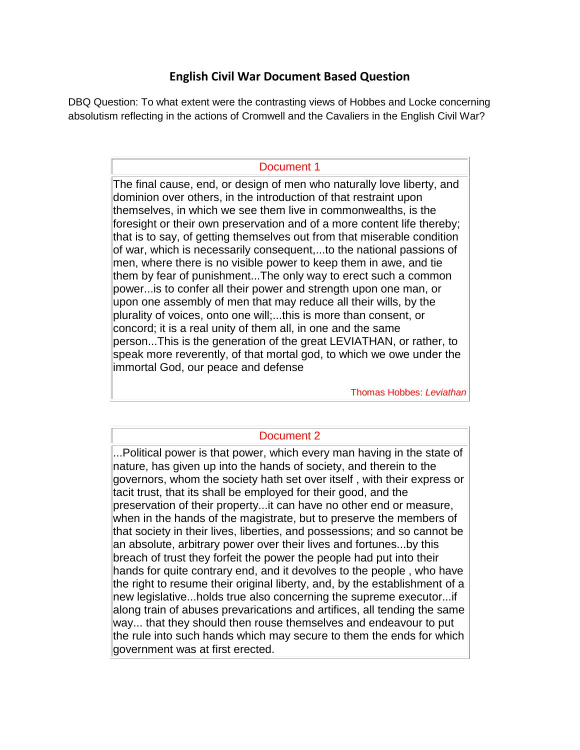# English Civil War Document Based Question

DBQ Question: To what extent were the contrasting views of Hobbes and Locke concerning absolutism reflecting in the actions of Cromwell and the Cavaliers in the English Civil War?

## Document 1

The final cause, end, or design of men who naturally love liberty, and dominion over others, in the introduction of that restraint upon themselves, in which we see them live in commonwealths, is the foresight or their own preservation and of a more content life thereby; that is to say, of getting themselves out from that miserable condition of war, which is necessarily consequent,...to the national passions of men, where there is no visible power to keep them in awe, and tie them by fear of punishment...The only way to erect such a common power...is to confer all their power and strength upon one man, or upon one assembly of men that may reduce all their wills, by the plurality of voices, onto one will;...this is more than consent, or concord; it is a real unity of them all, in one and the same person...This is the generation of the great LEVIATHAN, or rather, to speak more reverently, of that mortal god, to which we owe under the immortal God, our peace and defense

Thomas Hobbes: *Leviathan*

## Document 2

...Political power is that power, which every man having in the state of nature, has given up into the hands of society, and therein to the governors, whom the society hath set over itself , with their express or tacit trust, that its shall be employed for their good, and the preservation of their property...it can have no other end or measure, when in the hands of the magistrate, but to preserve the members of that society in their lives, liberties, and possessions; and so cannot be an absolute, arbitrary power over their lives and fortunes...by this breach of trust they forfeit the power the people had put into their hands for quite contrary end, and it devolves to the people , who have the right to resume their original liberty, and, by the establishment of a new legislative...holds true also concerning the supreme executor...if along train of abuses prevarications and artifices, all tending the same way... that they should then rouse themselves and endeavour to put the rule into such hands which may secure to them the ends for which government was at first erected.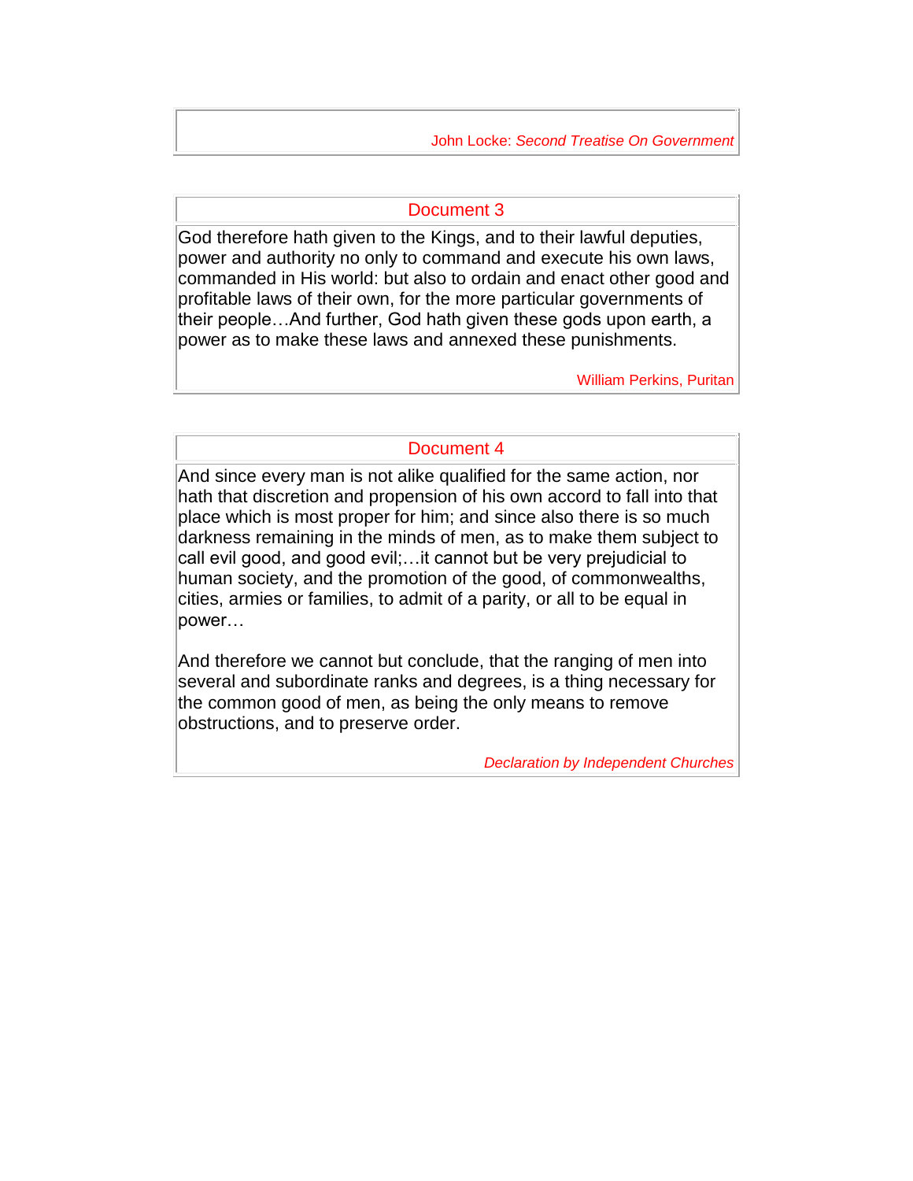John Locke: *Second Treatise On Government*

## Document 3

God therefore hath given to the Kings, and to their lawful deputies, power and authority no only to command and execute his own laws, commanded in His world: but also to ordain and enact other good and profitable laws of their own, for the more particular governments of their people…And further, God hath given these gods upon earth, a power as to make these laws and annexed these punishments.

William Perkins, Puritan

## Document 4

And since every man is not alike qualified for the same action, nor hath that discretion and propension of his own accord to fall into that place which is most proper for him; and since also there is so much darkness remaining in the minds of men, as to make them subject to call evil good, and good evil;…it cannot but be very prejudicial to human society, and the promotion of the good, of commonwealths, cities, armies or families, to admit of a parity, or all to be equal in power…

And therefore we cannot but conclude, that the ranging of men into several and subordinate ranks and degrees, is a thing necessary for the common good of men, as being the only means to remove obstructions, and to preserve order.

*Declaration by Independent Churches*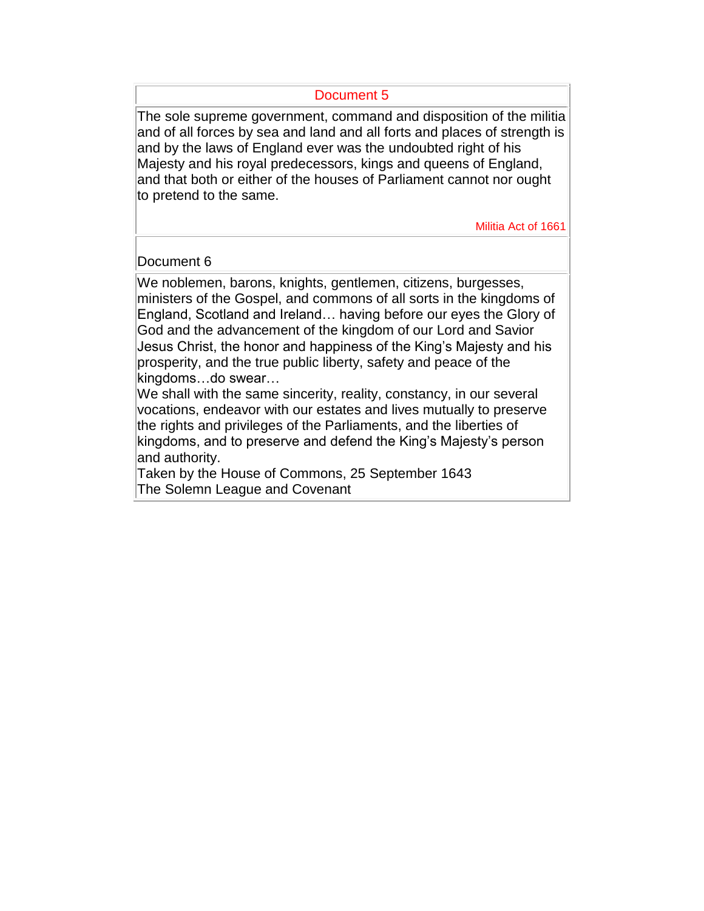## Document 5

The sole supreme government, command and disposition of the militia and of all forces by sea and land and all forts and places of strength is and by the laws of England ever was the undoubted right of his Majesty and his royal predecessors, kings and queens of England, and that both or either of the houses of Parliament cannot nor ought to pretend to the same.

Militia Act of 1661

## Document 6

We noblemen, barons, knights, gentlemen, citizens, burgesses, ministers of the Gospel, and commons of all sorts in the kingdoms of England, Scotland and Ireland… having before our eyes the Glory of God and the advancement of the kingdom of our Lord and Savior Jesus Christ, the honor and happiness of the King's Majesty and his prosperity, and the true public liberty, safety and peace of the kingdoms…do swear…

We shall with the same sincerity, reality, constancy, in our several vocations, endeavor with our estates and lives mutually to preserve the rights and privileges of the Parliaments, and the liberties of kingdoms, and to preserve and defend the King's Majesty's person and authority.

Taken by the House of Commons, 25 September 1643

The Solemn League and Covenant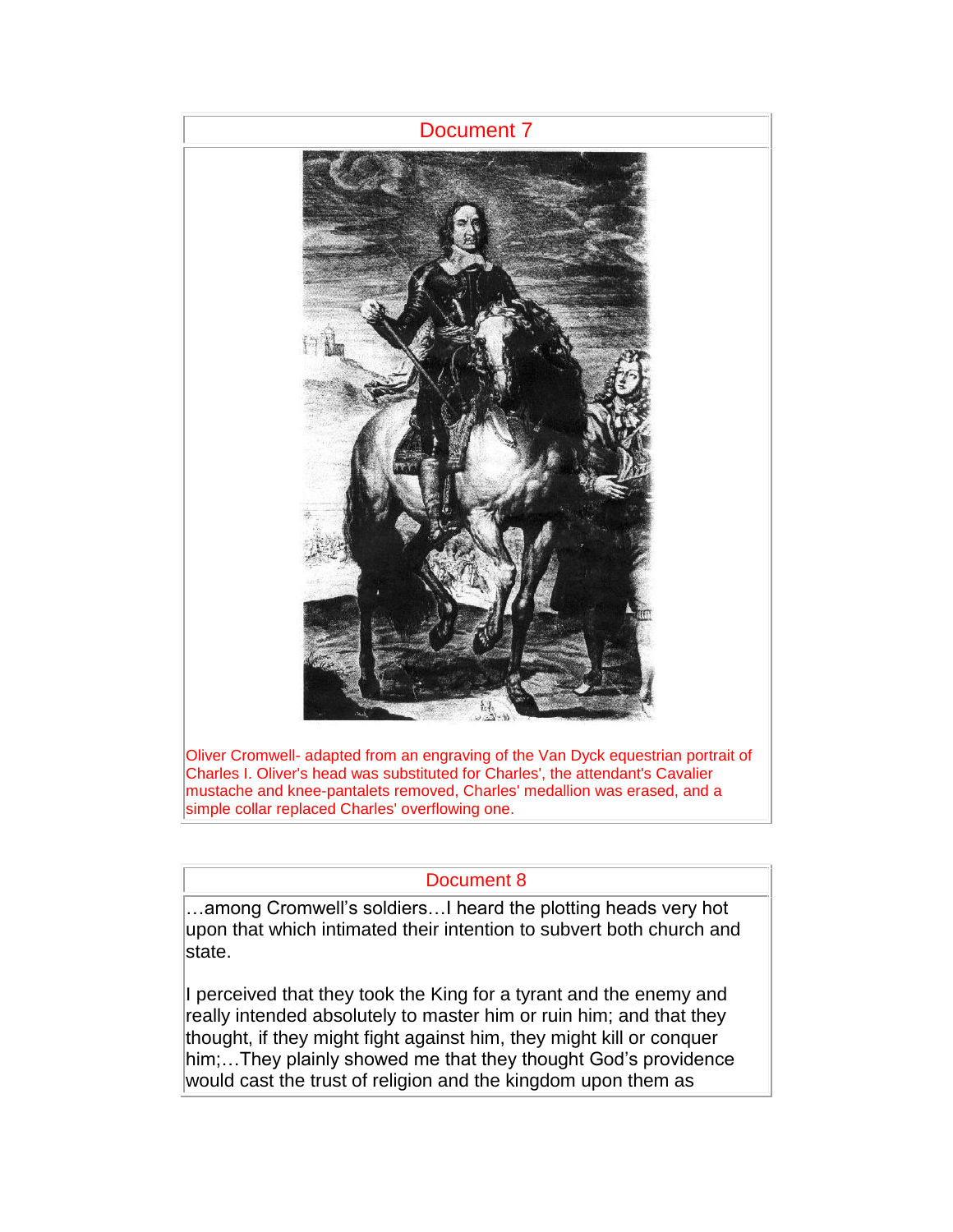## Document 7

Oliver Cromwell- adapted from an engraving of the Van Dyck equestrian portrait of Charles I. Oliver's head was substituted for Charles', the attendant's Cavalier mustache and knee-pantalets removed, Charles' medallion was erased, and a simple collar replaced Charles' overflowing one.

## Document 8

…among Cromwell's soldiers…I heard the plotting heads very hot upon that which intimated their intention to subvert both church and state.

I perceived that they took the King for a tyrant and the enemy and really intended absolutely to master him or ruin him; and that they thought, if they might fight against him, they might kill or conquer him;…They plainly showed me that they thought God's providence would cast the trust of religion and the kingdom upon them as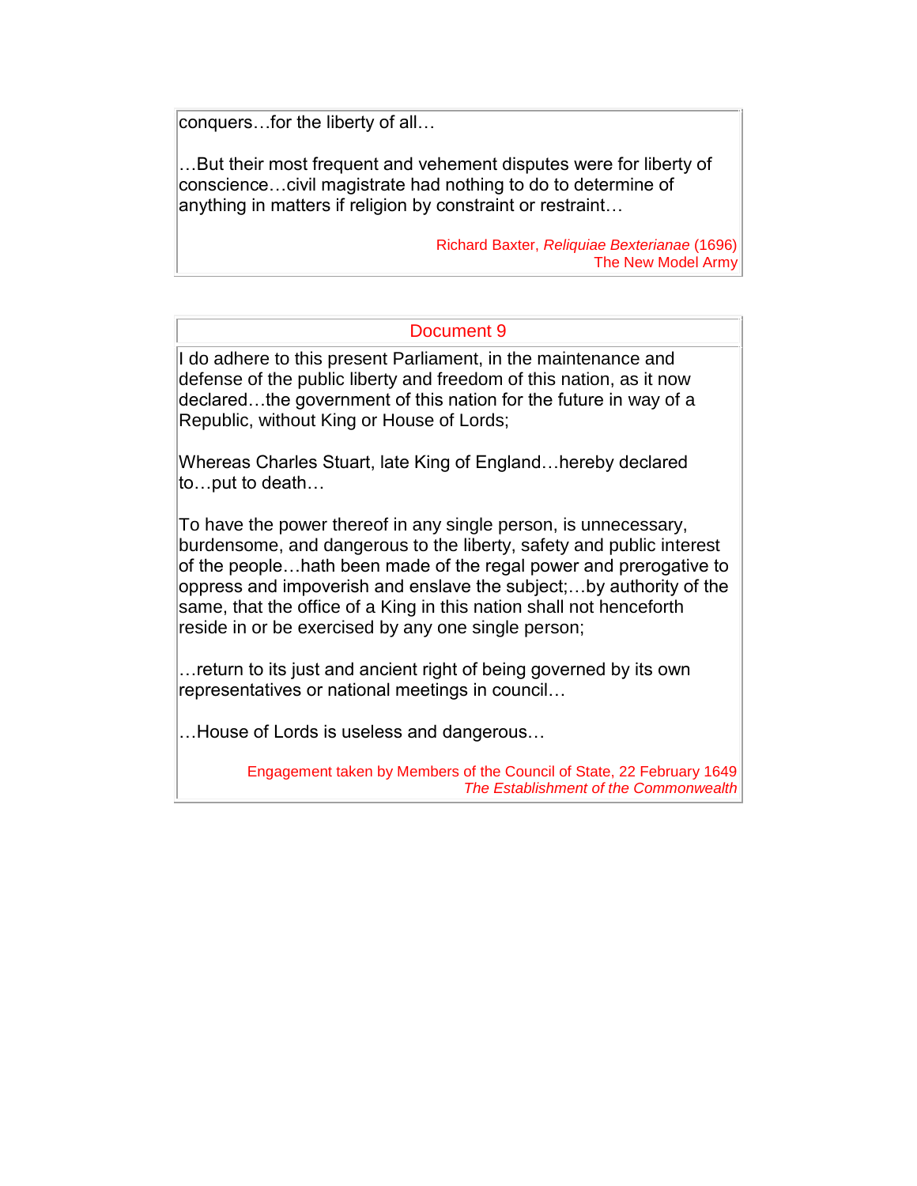conquers…for the liberty of all…

…But their most frequent and vehement disputes were for liberty of conscience…civil magistrate had nothing to do to determine of anything in matters if religion by constraint or restraint…

Richard Baxter, *Reliquiae Bexterianae* (1696)
The New Model Army

## Document 9

I do adhere to this present Parliament, in the maintenance and defense of the public liberty and freedom of this nation, as it now declared…the government of this nation for the future in way of a Republic, without King or House of Lords;

Whereas Charles Stuart, late King of England…hereby declared to…put to death…

To have the power thereof in any single person, is unnecessary, burdensome, and dangerous to the liberty, safety and public interest of the people…hath been made of the regal power and prerogative to oppress and impoverish and enslave the subject;…by authority of the same, that the office of a King in this nation shall not henceforth reside in or be exercised by any one single person;

…return to its just and ancient right of being governed by its own representatives or national meetings in council…

…House of Lords is useless and dangerous…

Engagement taken by Members of the Council of State, 22 February 1649
*The Establishment of the Commonwealth*